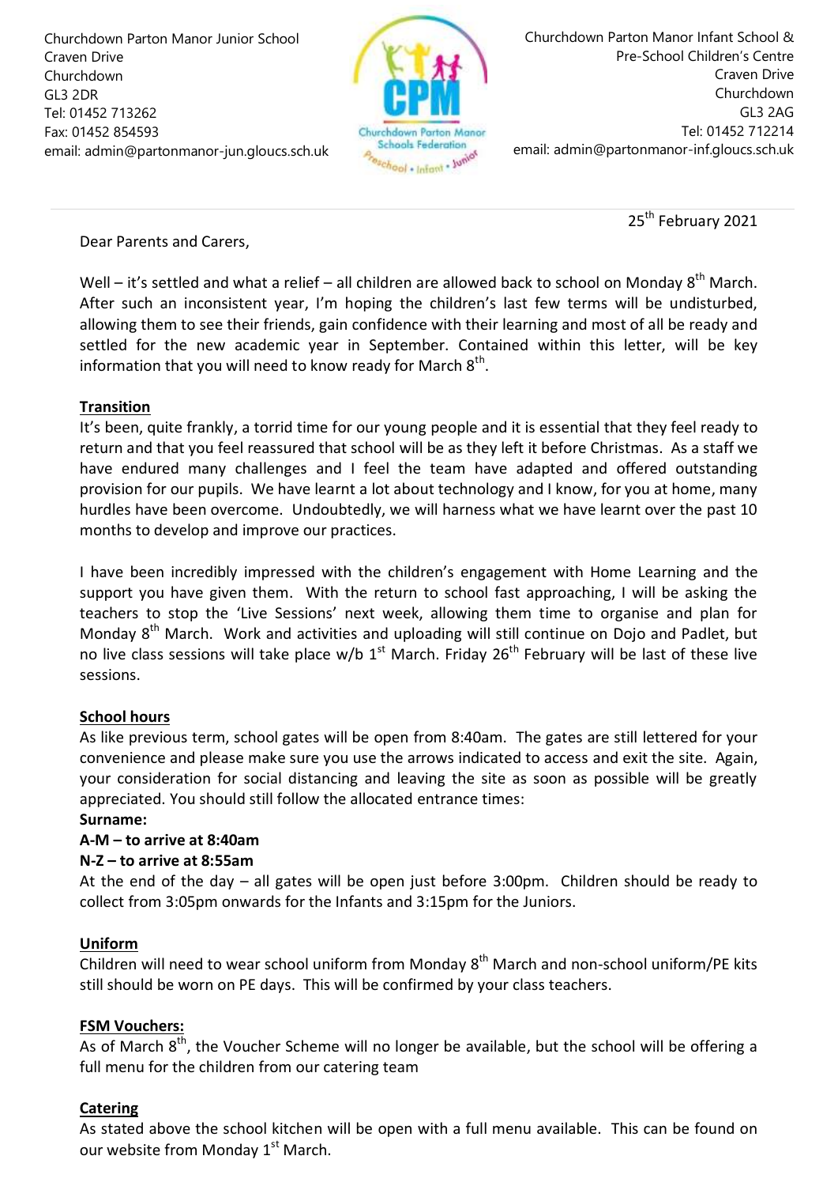Churchdown Parton Manor Junior School
Craven Drive
Churchdown
GL3 2DR
Tel: 01452 713262
Fax: 01452 854593
email: admin@partonmanor-jun.gloucs.sch.uk

Churchdown Parton Manor Schools Federation
Preschool • Infant • Junior

Churchdown Parton Manor Infant School &
Pre-School Children's Centre
Craven Drive
Churchdown
GL3 2AG
Tel: 01452 712214
email: admin@partonmanor-inf.gloucs.sch.uk

25th February 2021

Dear Parents and Carers,

Well – it's settled and what a relief – all children are allowed back to school on Monday 8th March. After such an inconsistent year, I'm hoping the children's last few terms will be undisturbed, allowing them to see their friends, gain confidence with their learning and most of all be ready and settled for the new academic year in September. Contained within this letter, will be key information that you will need to know ready for March 8th.

**Transition**

It's been, quite frankly, a torrid time for our young people and it is essential that they feel ready to return and that you feel reassured that school will be as they left it before Christmas. As a staff we have endured many challenges and I feel the team have adapted and offered outstanding provision for our pupils. We have learnt a lot about technology and I know, for you at home, many hurdles have been overcome. Undoubtedly, we will harness what we have learnt over the past 10 months to develop and improve our practices.

I have been incredibly impressed with the children's engagement with Home Learning and the support you have given them. With the return to school fast approaching, I will be asking the teachers to stop the 'Live Sessions' next week, allowing them time to organise and plan for Monday 8th March. Work and activities and uploading will still continue on Dojo and Padlet, but no live class sessions will take place w/b 1st March. Friday 26th February will be last of these live sessions.

**School hours**

As like previous term, school gates will be open from 8:40am. The gates are still lettered for your convenience and please make sure you use the arrows indicated to access and exit the site. Again, your consideration for social distancing and leaving the site as soon as possible will be greatly appreciated. You should still follow the allocated entrance times:

**Surname:**
**A-M – to arrive at 8:40am**
**N-Z – to arrive at 8:55am**

At the end of the day – all gates will be open just before 3:00pm. Children should be ready to collect from 3:05pm onwards for the Infants and 3:15pm for the Juniors.

**Uniform**

Children will need to wear school uniform from Monday 8th March and non-school uniform/PE kits still should be worn on PE days. This will be confirmed by your class teachers.

**FSM Vouchers:**

As of March 8th, the Voucher Scheme will no longer be available, but the school will be offering a full menu for the children from our catering team

**Catering**

As stated above the school kitchen will be open with a full menu available. This can be found on our website from Monday 1st March.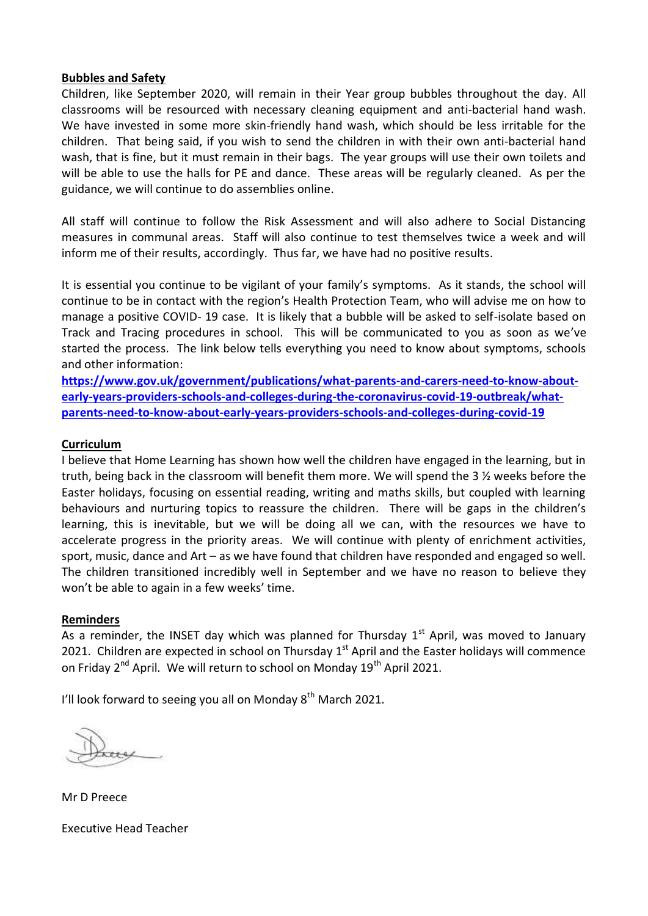**Bubbles and Safety**

Children, like September 2020, will remain in their Year group bubbles throughout the day. All classrooms will be resourced with necessary cleaning equipment and anti-bacterial hand wash. We have invested in some more skin-friendly hand wash, which should be less irritable for the children. That being said, if you wish to send the children in with their own anti-bacterial hand wash, that is fine, but it must remain in their bags. The year groups will use their own toilets and will be able to use the halls for PE and dance. These areas will be regularly cleaned. As per the guidance, we will continue to do assemblies online.

All staff will continue to follow the Risk Assessment and will also adhere to Social Distancing measures in communal areas. Staff will also continue to test themselves twice a week and will inform me of their results, accordingly. Thus far, we have had no positive results.

It is essential you continue to be vigilant of your family's symptoms. As it stands, the school will continue to be in contact with the region's Health Protection Team, who will advise me on how to manage a positive COVID- 19 case. It is likely that a bubble will be asked to self-isolate based on Track and Tracing procedures in school. This will be communicated to you as soon as we've started the process. The link below tells everything you need to know about symptoms, schools and other information:

**https://www.gov.uk/government/publications/what-parents-and-carers-need-to-know-about-early-years-providers-schools-and-colleges-during-the-coronavirus-covid-19-outbreak/what-parents-need-to-know-about-early-years-providers-schools-and-colleges-during-covid-19**

**Curriculum**

I believe that Home Learning has shown how well the children have engaged in the learning, but in truth, being back in the classroom will benefit them more. We will spend the 3 ½ weeks before the Easter holidays, focusing on essential reading, writing and maths skills, but coupled with learning behaviours and nurturing topics to reassure the children. There will be gaps in the children's learning, this is inevitable, but we will be doing all we can, with the resources we have to accelerate progress in the priority areas. We will continue with plenty of enrichment activities, sport, music, dance and Art – as we have found that children have responded and engaged so well. The children transitioned incredibly well in September and we have no reason to believe they won't be able to again in a few weeks' time.

**Reminders**

As a reminder, the INSET day which was planned for Thursday 1st April, was moved to January 2021. Children are expected in school on Thursday 1st April and the Easter holidays will commence on Friday 2nd April. We will return to school on Monday 19th April 2021.

I'll look forward to seeing you all on Monday 8th March 2021.

Mr D Preece

Executive Head Teacher